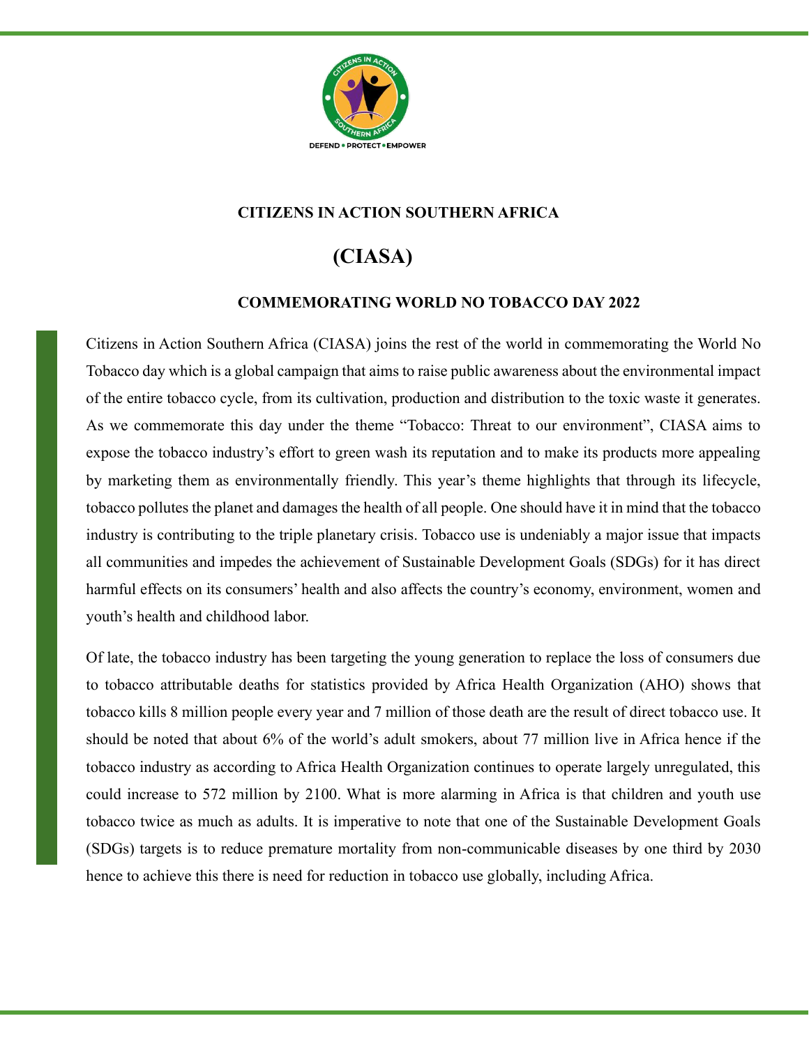# CITIZENS IN ACTION SOUTHERN AFRICA

# (CIASA)

## COMMEMORATING WORLD NO TOBACCO DAY 2022

Citizens in Action Southern Africa (CIASA) joins the rest of the world in commemorating the World No Tobacco day which is a global campaign that aims to raise public awareness about the environmental impact of the entire tobacco cycle, from its cultivation, production and distribution to the toxic waste it generates. As we commemorate this day under the theme "Tobacco: Threat to our environment", CIASA aims to expose the tobacco industry's effort to green wash its reputation and to make its products more appealing by marketing them as environmentally friendly. This year's theme highlights that through its lifecycle, tobacco pollutes the planet and damages the health of all people. One should have it in mind that the tobacco industry is contributing to the triple planetary crisis. Tobacco use is undeniably a major issue that impacts all communities and impedes the achievement of Sustainable Development Goals (SDGs) for it has direct harmful effects on its consumers' health and also affects the country's economy, environment, women and youth's health and childhood labor.

Of late, the tobacco industry has been targeting the young generation to replace the loss of consumers due to tobacco attributable deaths for statistics provided by Africa Health Organization (AHO) shows that tobacco kills 8 million people every year and 7 million of those death are the result of direct tobacco use. It should be noted that about 6% of the world's adult smokers, about 77 million live in Africa hence if the tobacco industry as according to Africa Health Organization continues to operate largely unregulated, this could increase to 572 million by 2100. What is more alarming in Africa is that children and youth use tobacco twice as much as adults. It is imperative to note that one of the Sustainable Development Goals (SDGs) targets is to reduce premature mortality from non-communicable diseases by one third by 2030 hence to achieve this there is need for reduction in tobacco use globally, including Africa.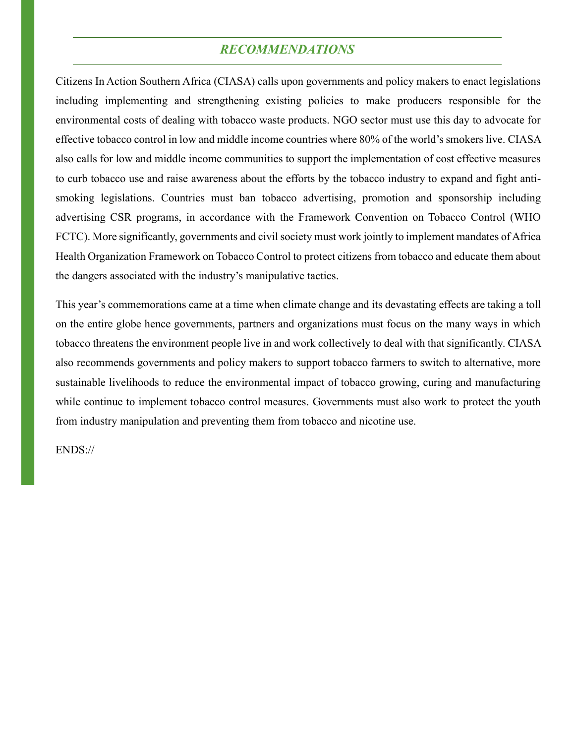## *RECOMMENDATIONS*

Citizens In Action Southern Africa (CIASA) calls upon governments and policy makers to enact legislations including implementing and strengthening existing policies to make producers responsible for the environmental costs of dealing with tobacco waste products. NGO sector must use this day to advocate for effective tobacco control in low and middle income countries where 80% of the world's smokers live. CIASA also calls for low and middle income communities to support the implementation of cost effective measures to curb tobacco use and raise awareness about the efforts by the tobacco industry to expand and fight anti-smoking legislations. Countries must ban tobacco advertising, promotion and sponsorship including advertising CSR programs, in accordance with the Framework Convention on Tobacco Control (WHO FCTC). More significantly, governments and civil society must work jointly to implement mandates of Africa Health Organization Framework on Tobacco Control to protect citizens from tobacco and educate them about the dangers associated with the industry's manipulative tactics.

This year's commemorations came at a time when climate change and its devastating effects are taking a toll on the entire globe hence governments, partners and organizations must focus on the many ways in which tobacco threatens the environment people live in and work collectively to deal with that significantly. CIASA also recommends governments and policy makers to support tobacco farmers to switch to alternative, more sustainable livelihoods to reduce the environmental impact of tobacco growing, curing and manufacturing while continue to implement tobacco control measures. Governments must also work to protect the youth from industry manipulation and preventing them from tobacco and nicotine use.

ENDS://